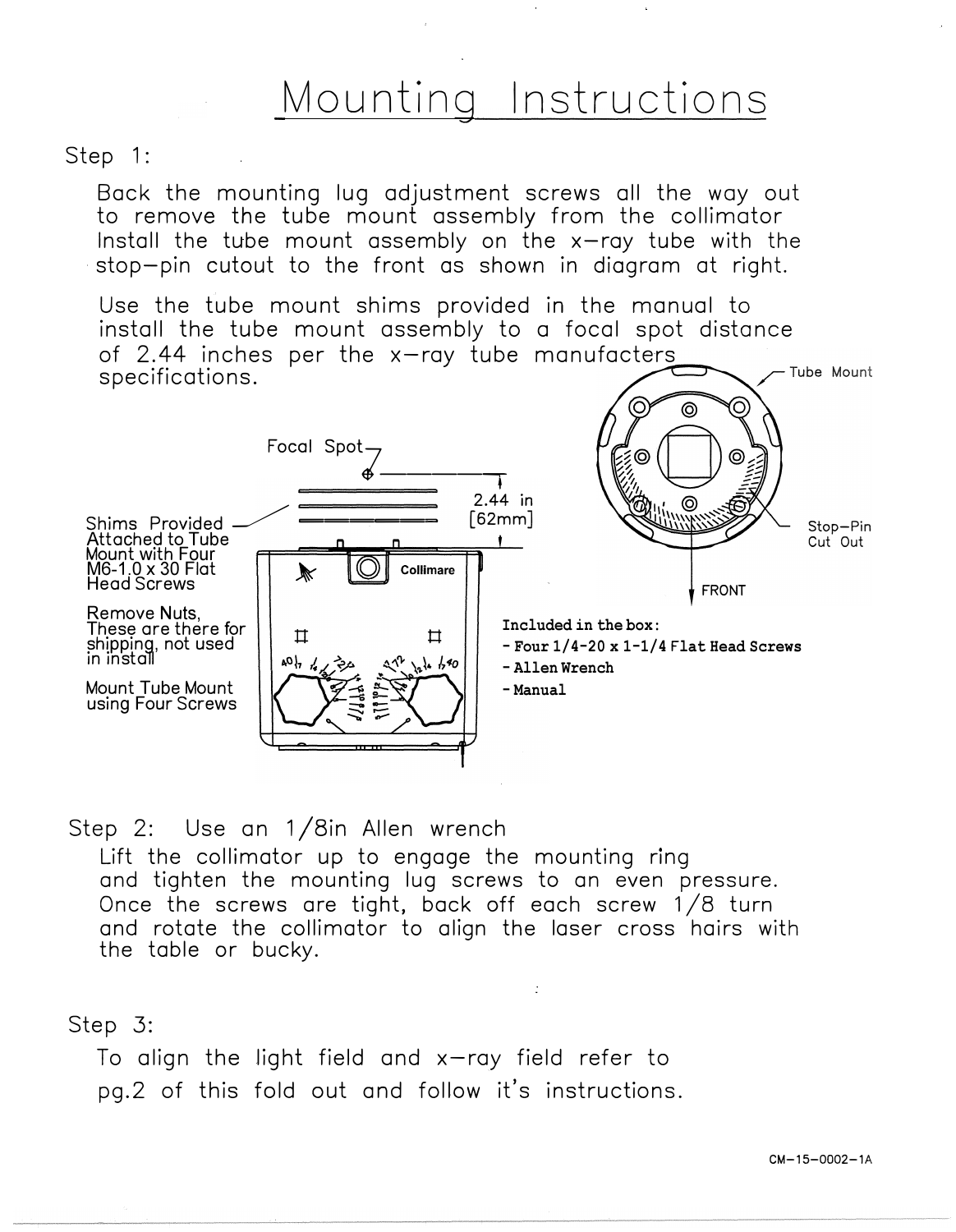# Mounting Instructions

Step 1:

Back the mounting lug adjustment screws all the way out to remove the tube mount assembly from the collimator Install the tube mount assembly on the x–ray tube with the stop–pin cutout to the front as shown in diagram at right.

Use the tube mount shims provided in the manual to install the tube mount assembly to a focal spot distance of 2.44 inches per the x–ray tube manufacters specifications.

Focal Spot

2.44 in [62mm]

Shims Provided Attached to Tube Mount with Four M6-1.0 x 30 Flat Head Screws

Remove Nuts, These are there for shipping, not used in install

Mount Tube Mount using Four Screws

Collimare

Tube Mount

Stop–Pin Cut Out

FRONT

**Included in the box:**

- **Four 1/4-20 x 1-1/4 Flat Head Screws**
- **Allen Wrench**
- **Manual**

Step 2: Use an 1/8in Allen wrench

Lift the collimator up to engage the mounting ring and tighten the mounting lug screws to an even pressure. Once the screws are tight, back off each screw 1/8 turn and rotate the collimator to align the laser cross hairs with the table or bucky.

Step 3:

To align the light field and x–ray field refer to pg.2 of this fold out and follow it's instructions.

CM–15–0002–1A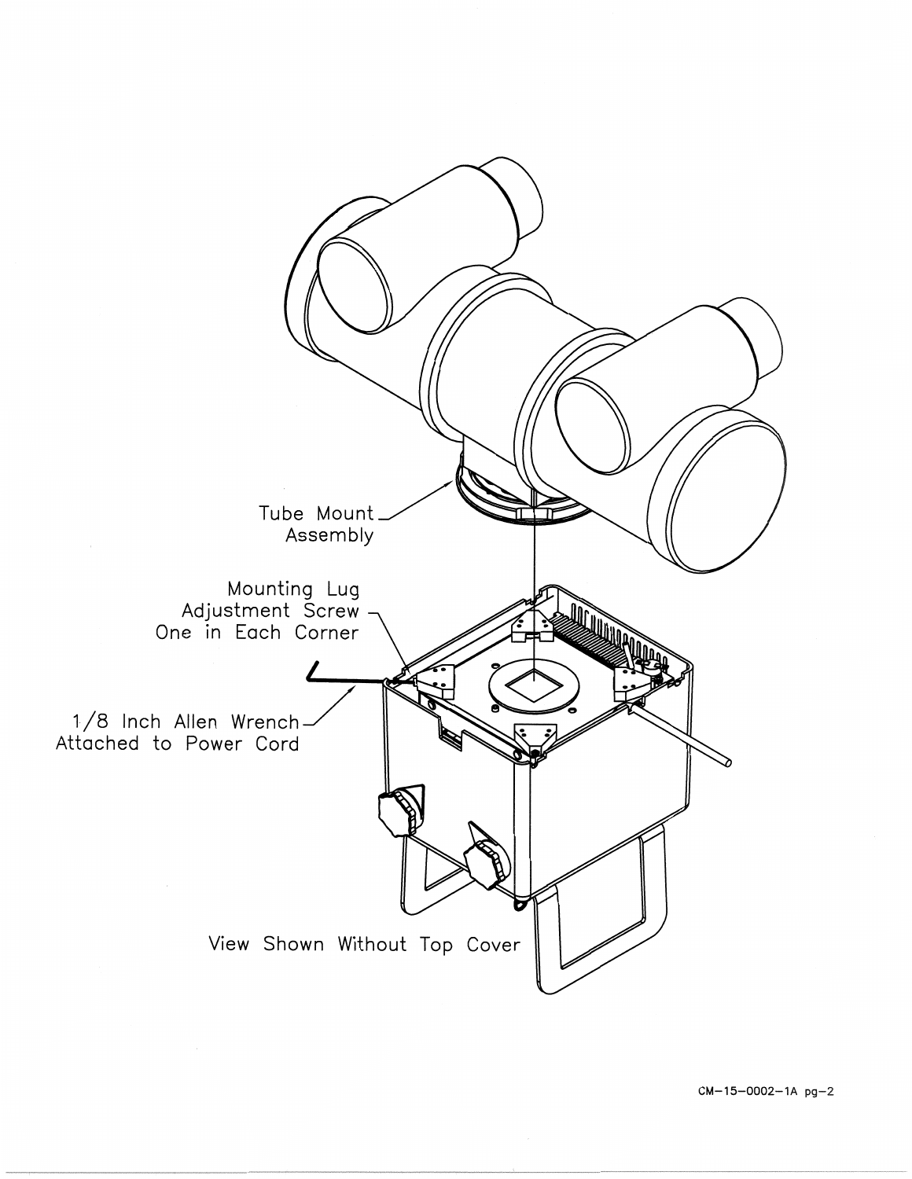Tube Mount Assembly

Mounting Lug Adjustment Screw One in Each Corner

1/8 Inch Allen Wrench Attached to Power Cord

View Shown Without Top Cover

CM-15-0002-1A pg-2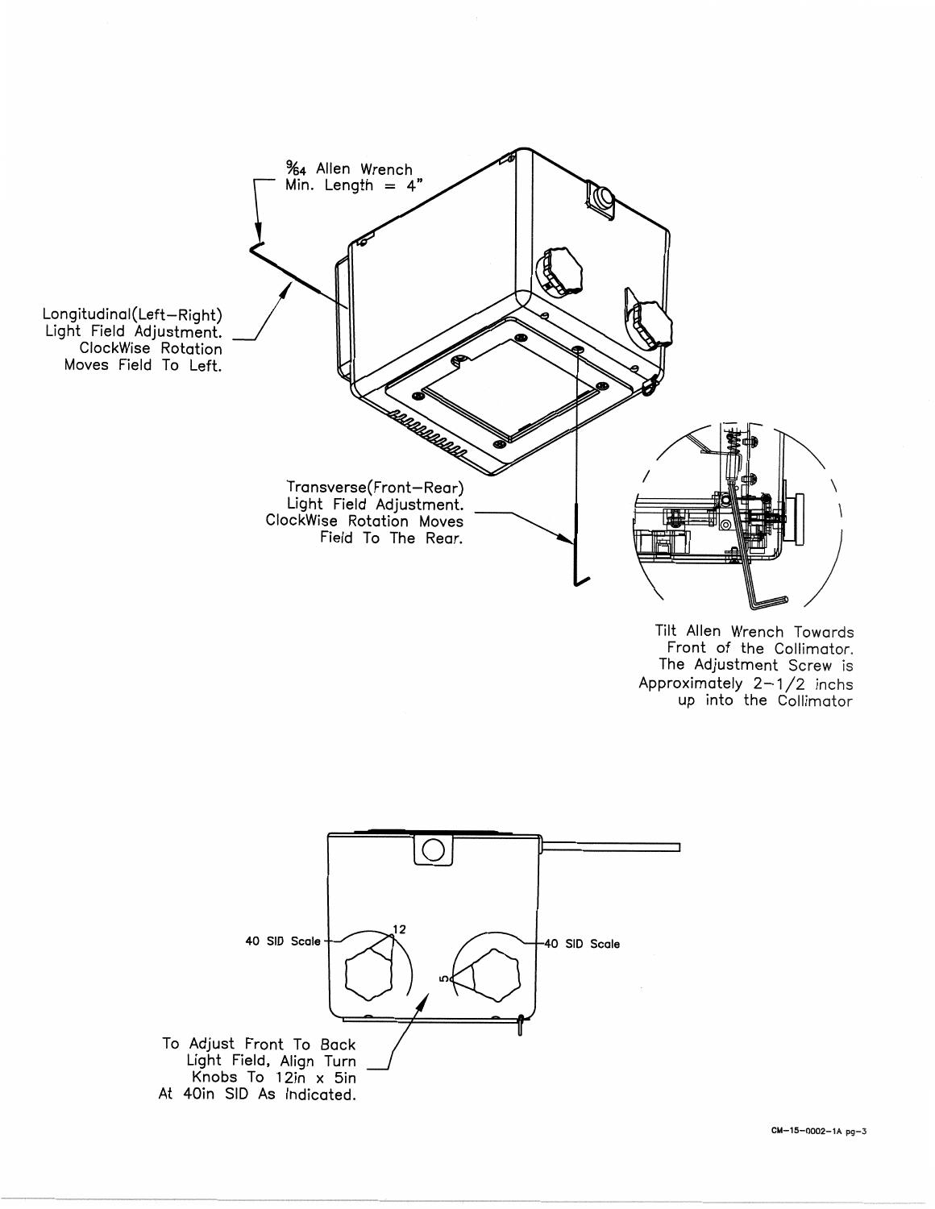9/64 Allen Wrench
Min. Length = 4"

Longitudinal(Left–Right)
Light Field Adjustment.
ClockWise Rotation
Moves Field To Left.

Transverse(Front–Rear)
Light Field Adjustment.
ClockWise Rotation Moves
Field To The Rear.

Tilt Allen Wrench Towards
Front of the Collimator.
The Adjustment Screw is
Approximately 2–1/2 inchs
up into the Collimator

40 SID Scale

12

5

40 SID Scale

To Adjust Front To Back
Light Field, Align Turn
Knobs To 12in x 5in
At 40in SID As Indicated.

CM–15–0002–1A pg–3